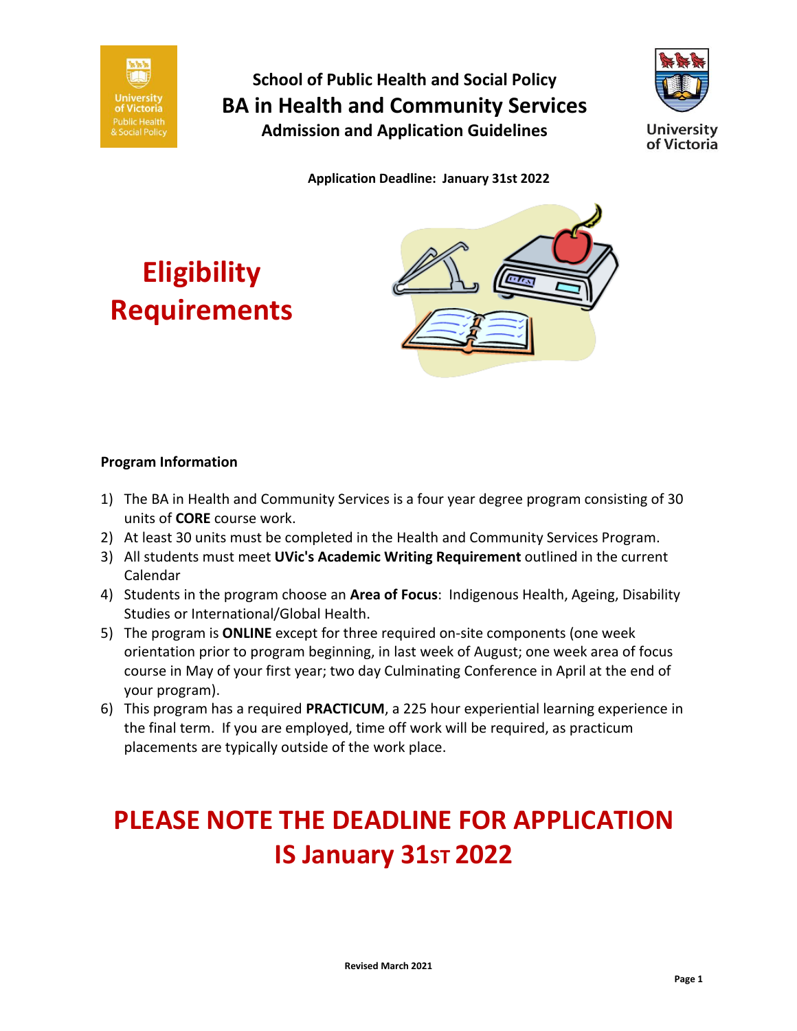**School of Public Health and Social Policy**

# BA in Health and Community Services

**Admission and Application Guidelines**

**Application Deadline: January 31st 2022**

# Eligibility Requirements

**Program Information**

1) The BA in Health and Community Services is a four year degree program consisting of 30 units of **CORE** course work.
2) At least 30 units must be completed in the Health and Community Services Program.
3) All students must meet **UVic's Academic Writing Requirement** outlined in the current Calendar
4) Students in the program choose an **Area of Focus**: Indigenous Health, Ageing, Disability Studies or International/Global Health.
5) The program is **ONLINE** except for three required on-site components (one week orientation prior to program beginning, in last week of August; one week area of focus course in May of your first year; two day Culminating Conference in April at the end of your program).
6) This program has a required **PRACTICUM**, a 225 hour experiential learning experience in the final term. If you are employed, time off work will be required, as practicum placements are typically outside of the work place.

## PLEASE NOTE THE DEADLINE FOR APPLICATION IS January 31ST 2022

**Revised March 2021**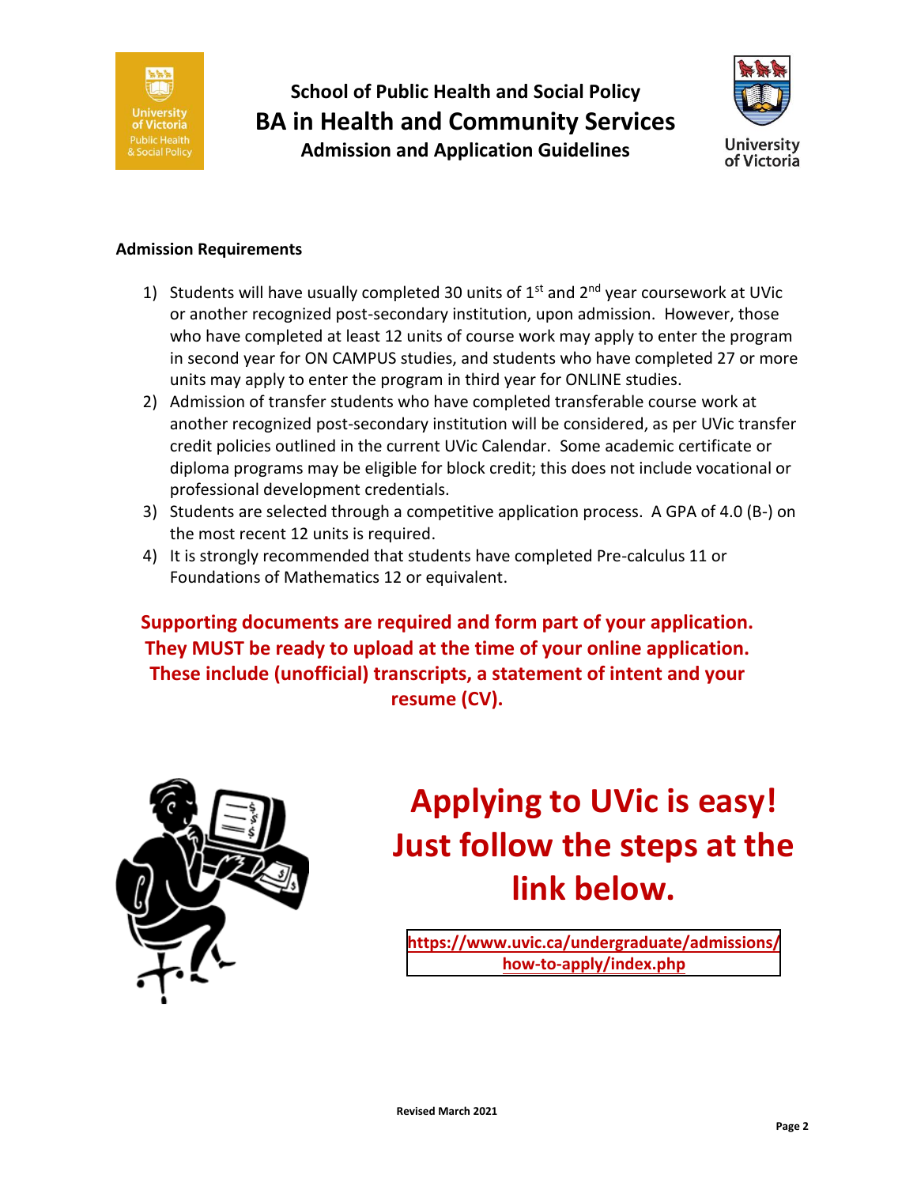# School of Public Health and Social Policy
## BA in Health and Community Services
### Admission and Application Guidelines

**Admission Requirements**

1) Students will have usually completed 30 units of 1st and 2nd year coursework at UVic or another recognized post-secondary institution, upon admission. However, those who have completed at least 12 units of course work may apply to enter the program in second year for ON CAMPUS studies, and students who have completed 27 or more units may apply to enter the program in third year for ONLINE studies.
2) Admission of transfer students who have completed transferable course work at another recognized post-secondary institution will be considered, as per UVic transfer credit policies outlined in the current UVic Calendar. Some academic certificate or diploma programs may be eligible for block credit; this does not include vocational or professional development credentials.
3) Students are selected through a competitive application process. A GPA of 4.0 (B-) on the most recent 12 units is required.
4) It is strongly recommended that students have completed Pre-calculus 11 or Foundations of Mathematics 12 or equivalent.

**Supporting documents are required and form part of your application. They MUST be ready to upload at the time of your online application. These include (unofficial) transcripts, a statement of intent and your resume (CV).**

## Applying to UVic is easy! Just follow the steps at the link below.

**https://www.uvic.ca/undergraduate/admissions/how-to-apply/index.php**

Revised March 2021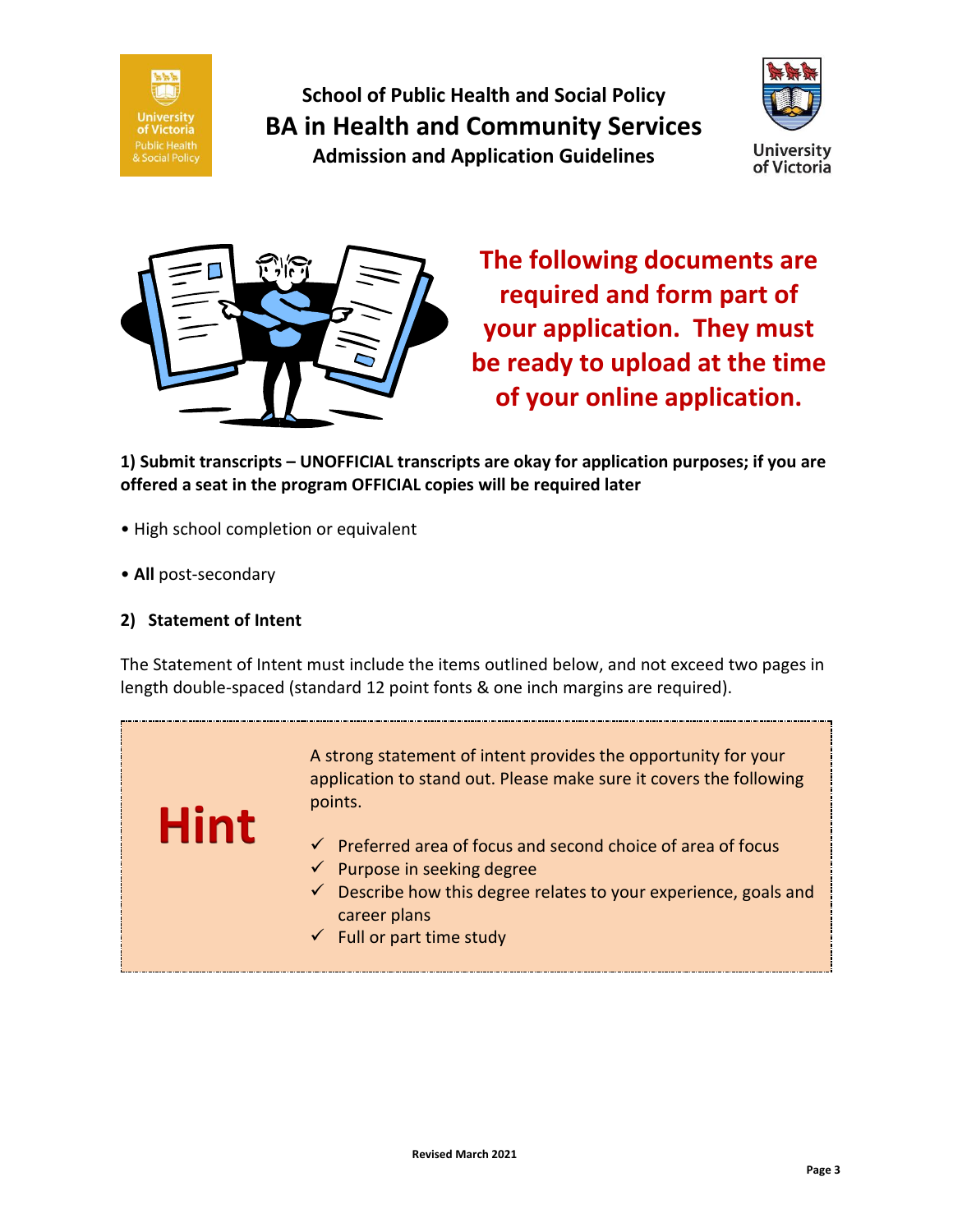**School of Public Health and Social Policy**

# BA in Health and Community Services

**Admission and Application Guidelines**

## The following documents are required and form part of your application. They must be ready to upload at the time of your online application.

**1) Submit transcripts – UNOFFICIAL transcripts are okay for application purposes; if you are offered a seat in the program OFFICIAL copies will be required later**

- High school completion or equivalent
- **All** post-secondary

**2) Statement of Intent**

The Statement of Intent must include the items outlined below, and not exceed two pages in length double-spaced (standard 12 point fonts & one inch margins are required).

**Hint**

A strong statement of intent provides the opportunity for your application to stand out. Please make sure it covers the following points.

- ✓ Preferred area of focus and second choice of area of focus
- ✓ Purpose in seeking degree
- ✓ Describe how this degree relates to your experience, goals and career plans
- ✓ Full or part time study

**Revised March 2021**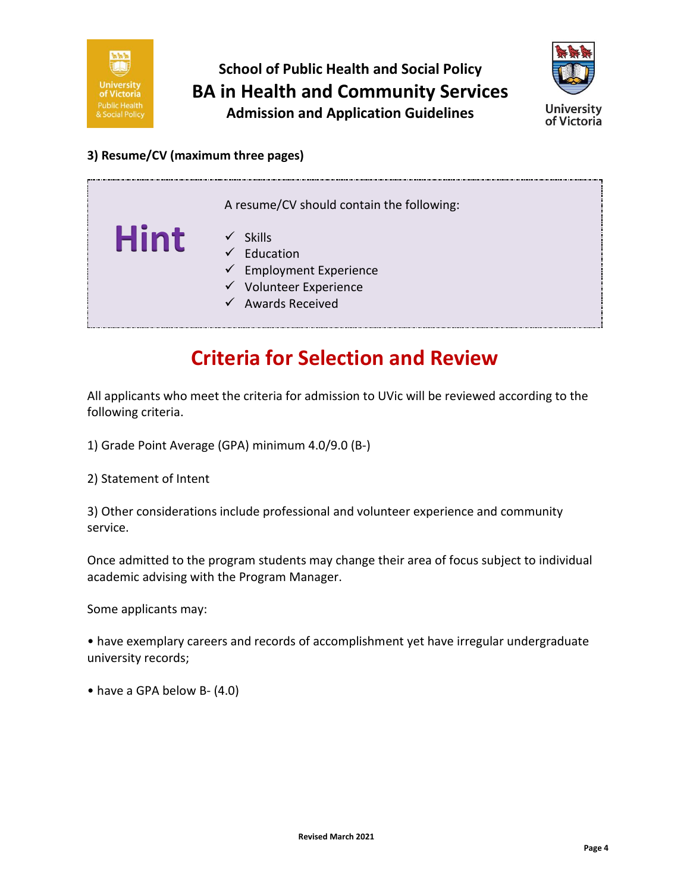### 3) Resume/CV (maximum three pages)

**Hint**

A resume/CV should contain the following:

- ✓ Skills
- ✓ Education
- ✓ Employment Experience
- ✓ Volunteer Experience
- ✓ Awards Received

## Criteria for Selection and Review

All applicants who meet the criteria for admission to UVic will be reviewed according to the following criteria.

1) Grade Point Average (GPA) minimum 4.0/9.0 (B-)

2) Statement of Intent

3) Other considerations include professional and volunteer experience and community service.

Once admitted to the program students may change their area of focus subject to individual academic advising with the Program Manager.

Some applicants may:

• have exemplary careers and records of accomplishment yet have irregular undergraduate university records;

• have a GPA below B- (4.0)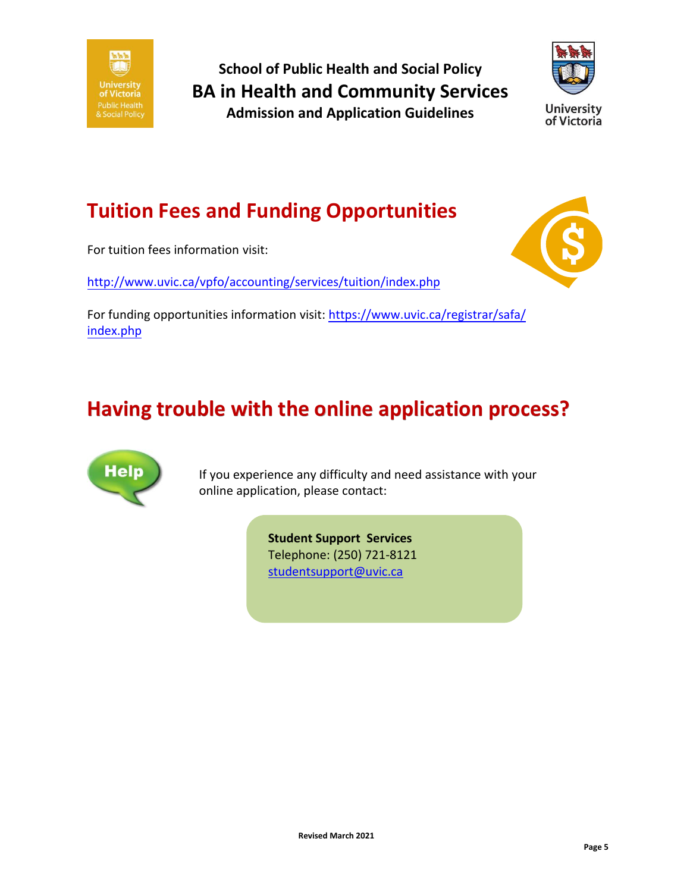## Tuition Fees and Funding Opportunities

For tuition fees information visit:

http://www.uvic.ca/vpfo/accounting/services/tuition/index.php

For funding opportunities information visit: https://www.uvic.ca/registrar/safa/index.php

## Having trouble with the online application process?

If you experience any difficulty and need assistance with your online application, please contact:

**Student Support Services**
Telephone: (250) 721-8121
studentsupport@uvic.ca

Revised March 2021